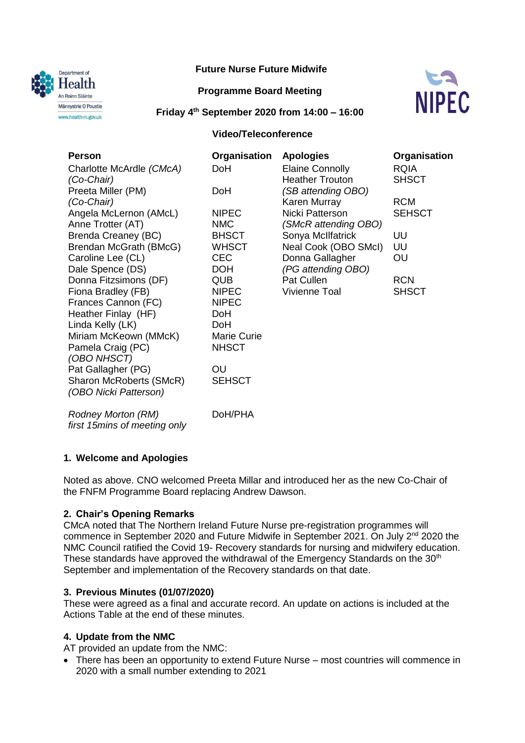**Future Nurse Future Midwife**

**Programme Board Meeting**

**Friday 4th September 2020 from 14:00 – 16:00**

**Video/Teleconference**

| Person | Organisation | Apologies | Organisation |
|---|---|---|---|
| Charlotte McArdle *(CMcA)* *(Co-Chair)* | DoH | Elaine Connolly | RQIA |
| Preeta Miller (PM) *(Co-Chair)* | DoH | Heather Trouton *(SB attending OBO)* | SHSCT |
| Angela McLernon (AMcL) | NIPEC | Karen Murray | RCM |
| Anne Trotter (AT) | NMC | Nicki Patterson *(SMcR attending OBO)* | SEHSCT |
| Brenda Creaney (BC) | BHSCT | Sonya McIlfatrick | UU |
| Brendan McGrath (BMcG) | WHSCT | Neal Cook (OBO SMcI) | UU |
| Caroline Lee (CL) | CEC | Donna Gallagher *(PG attending OBO)* | OU |
| Dale Spence (DS) | DOH | Pat Cullen | RCN |
| Donna Fitzsimons (DF) | QUB | Vivienne Toal | SHSCT |
| Fiona Bradley (FB) | NIPEC | | |
| Frances Cannon (FC) | NIPEC | | |
| Heather Finlay (HF) | DoH | | |
| Linda Kelly (LK) | DoH | | |
| Miriam McKeown (MMcK) | Marie Curie | | |
| Pamela Craig (PC) *(OBO NHSCT)* | NHSCT | | |
| Pat Gallagher (PG) | OU | | |
| Sharon McRoberts (SMcR) *(OBO Nicki Patterson)* | SEHSCT | | |
| *Rodney Morton (RM) first 15mins of meeting only* | DoH/PHA | | |

### 1. Welcome and Apologies

Noted as above. CNO welcomed Preeta Millar and introduced her as the new Co-Chair of the FNFM Programme Board replacing Andrew Dawson.

### 2. Chair's Opening Remarks

CMcA noted that The Northern Ireland Future Nurse pre-registration programmes will commence in September 2020 and Future Midwife in September 2021. On July 2nd 2020 the NMC Council ratified the Covid 19- Recovery standards for nursing and midwifery education. These standards have approved the withdrawal of the Emergency Standards on the 30th September and implementation of the Recovery standards on that date.

### 3. Previous Minutes (01/07/2020)

These were agreed as a final and accurate record. An update on actions is included at the Actions Table at the end of these minutes.

### 4. Update from the NMC

AT provided an update from the NMC:

- There has been an opportunity to extend Future Nurse – most countries will commence in 2020 with a small number extending to 2021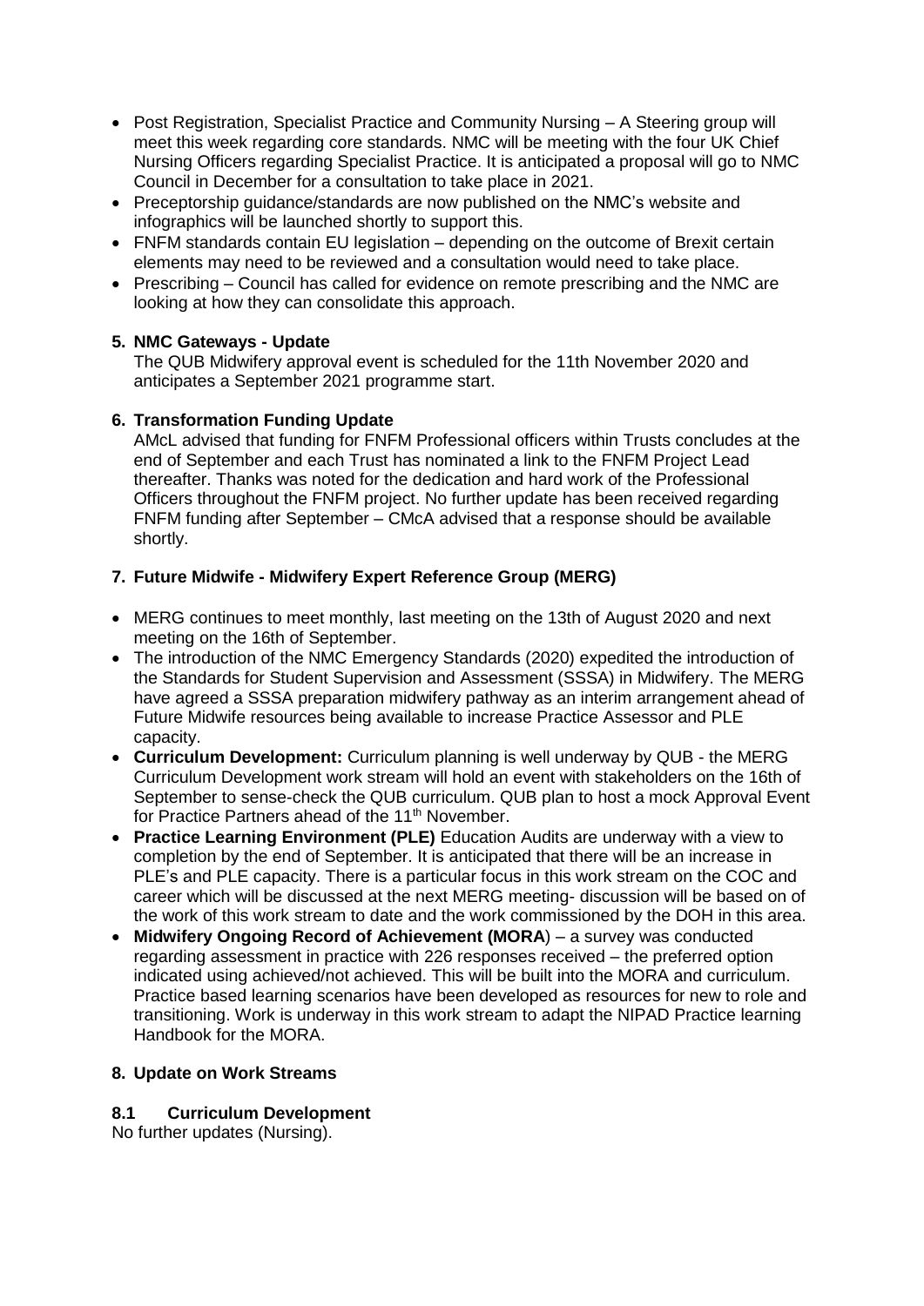- Post Registration, Specialist Practice and Community Nursing – A Steering group will meet this week regarding core standards. NMC will be meeting with the four UK Chief Nursing Officers regarding Specialist Practice. It is anticipated a proposal will go to NMC Council in December for a consultation to take place in 2021.
- Preceptorship guidance/standards are now published on the NMC's website and infographics will be launched shortly to support this.
- FNFM standards contain EU legislation – depending on the outcome of Brexit certain elements may need to be reviewed and a consultation would need to take place.
- Prescribing – Council has called for evidence on remote prescribing and the NMC are looking at how they can consolidate this approach.

## 5. NMC Gateways - Update

The QUB Midwifery approval event is scheduled for the 11th November 2020 and anticipates a September 2021 programme start.

## 6. Transformation Funding Update

AMcL advised that funding for FNFM Professional officers within Trusts concludes at the end of September and each Trust has nominated a link to the FNFM Project Lead thereafter. Thanks was noted for the dedication and hard work of the Professional Officers throughout the FNFM project. No further update has been received regarding FNFM funding after September – CMcA advised that a response should be available shortly.

## 7. Future Midwife - Midwifery Expert Reference Group (MERG)

- MERG continues to meet monthly, last meeting on the 13th of August 2020 and next meeting on the 16th of September.
- The introduction of the NMC Emergency Standards (2020) expedited the introduction of the Standards for Student Supervision and Assessment (SSSA) in Midwifery. The MERG have agreed a SSSA preparation midwifery pathway as an interim arrangement ahead of Future Midwife resources being available to increase Practice Assessor and PLE capacity.
- **Curriculum Development:** Curriculum planning is well underway by QUB - the MERG Curriculum Development work stream will hold an event with stakeholders on the 16th of September to sense-check the QUB curriculum. QUB plan to host a mock Approval Event for Practice Partners ahead of the 11th November.
- **Practice Learning Environment (PLE)** Education Audits are underway with a view to completion by the end of September. It is anticipated that there will be an increase in PLE's and PLE capacity. There is a particular focus in this work stream on the COC and career which will be discussed at the next MERG meeting- discussion will be based on of the work of this work stream to date and the work commissioned by the DOH in this area.
- **Midwifery Ongoing Record of Achievement (MORA**) – a survey was conducted regarding assessment in practice with 226 responses received – the preferred option indicated using achieved/not achieved. This will be built into the MORA and curriculum. Practice based learning scenarios have been developed as resources for new to role and transitioning. Work is underway in this work stream to adapt the NIPAD Practice learning Handbook for the MORA.

## 8. Update on Work Streams

### 8.1 Curriculum Development

No further updates (Nursing).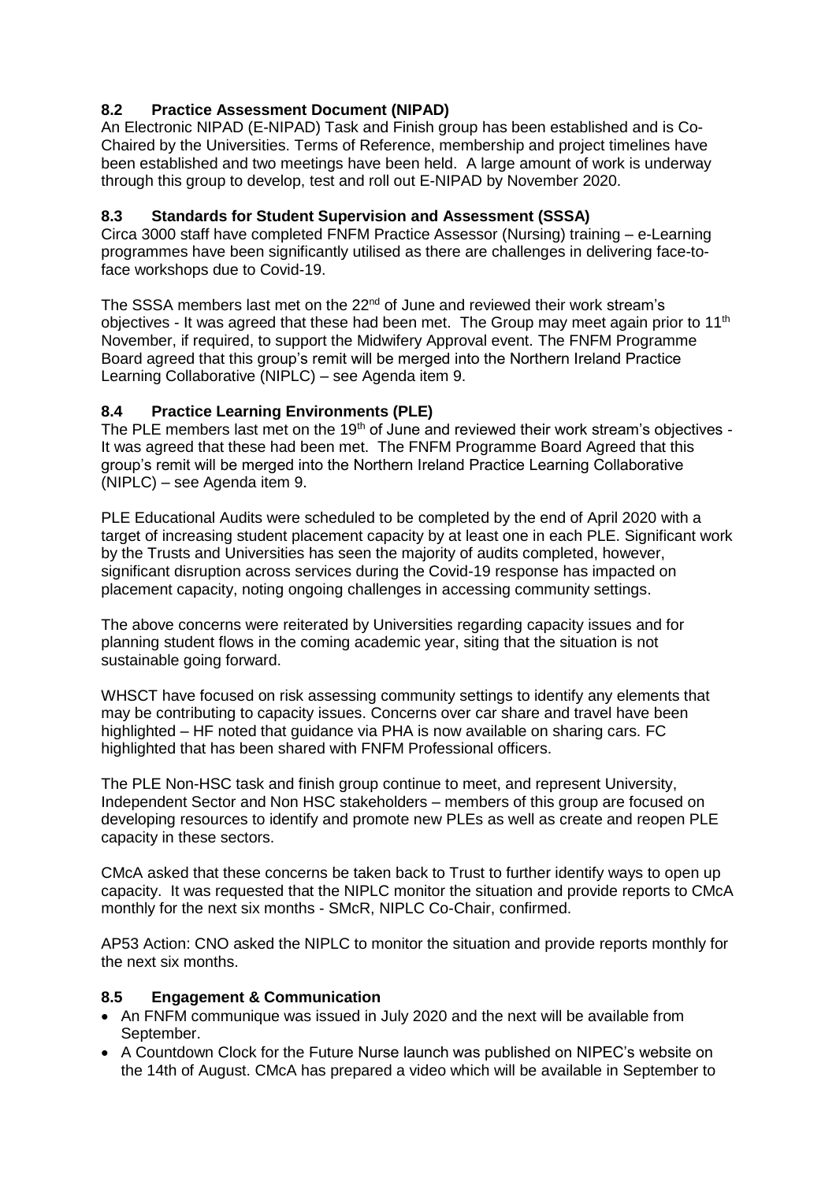### 8.2 Practice Assessment Document (NIPAD)

An Electronic NIPAD (E-NIPAD) Task and Finish group has been established and is Co-Chaired by the Universities. Terms of Reference, membership and project timelines have been established and two meetings have been held. A large amount of work is underway through this group to develop, test and roll out E-NIPAD by November 2020.

### 8.3 Standards for Student Supervision and Assessment (SSSA)

Circa 3000 staff have completed FNFM Practice Assessor (Nursing) training – e-Learning programmes have been significantly utilised as there are challenges in delivering face-to-face workshops due to Covid-19.

The SSSA members last met on the 22nd of June and reviewed their work stream's objectives - It was agreed that these had been met. The Group may meet again prior to 11th November, if required, to support the Midwifery Approval event. The FNFM Programme Board agreed that this group's remit will be merged into the Northern Ireland Practice Learning Collaborative (NIPLC) – see Agenda item 9.

### 8.4 Practice Learning Environments (PLE)

The PLE members last met on the 19th of June and reviewed their work stream's objectives - It was agreed that these had been met. The FNFM Programme Board Agreed that this group's remit will be merged into the Northern Ireland Practice Learning Collaborative (NIPLC) – see Agenda item 9.

PLE Educational Audits were scheduled to be completed by the end of April 2020 with a target of increasing student placement capacity by at least one in each PLE. Significant work by the Trusts and Universities has seen the majority of audits completed, however, significant disruption across services during the Covid-19 response has impacted on placement capacity, noting ongoing challenges in accessing community settings.

The above concerns were reiterated by Universities regarding capacity issues and for planning student flows in the coming academic year, siting that the situation is not sustainable going forward.

WHSCT have focused on risk assessing community settings to identify any elements that may be contributing to capacity issues. Concerns over car share and travel have been highlighted – HF noted that guidance via PHA is now available on sharing cars. FC highlighted that has been shared with FNFM Professional officers.

The PLE Non-HSC task and finish group continue to meet, and represent University, Independent Sector and Non HSC stakeholders – members of this group are focused on developing resources to identify and promote new PLEs as well as create and reopen PLE capacity in these sectors.

CMcA asked that these concerns be taken back to Trust to further identify ways to open up capacity. It was requested that the NIPLC monitor the situation and provide reports to CMcA monthly for the next six months - SMcR, NIPLC Co-Chair, confirmed.

AP53 Action: CNO asked the NIPLC to monitor the situation and provide reports monthly for the next six months.

### 8.5 Engagement & Communication

- An FNFM communique was issued in July 2020 and the next will be available from September.
- A Countdown Clock for the Future Nurse launch was published on NIPEC's website on the 14th of August. CMcA has prepared a video which will be available in September to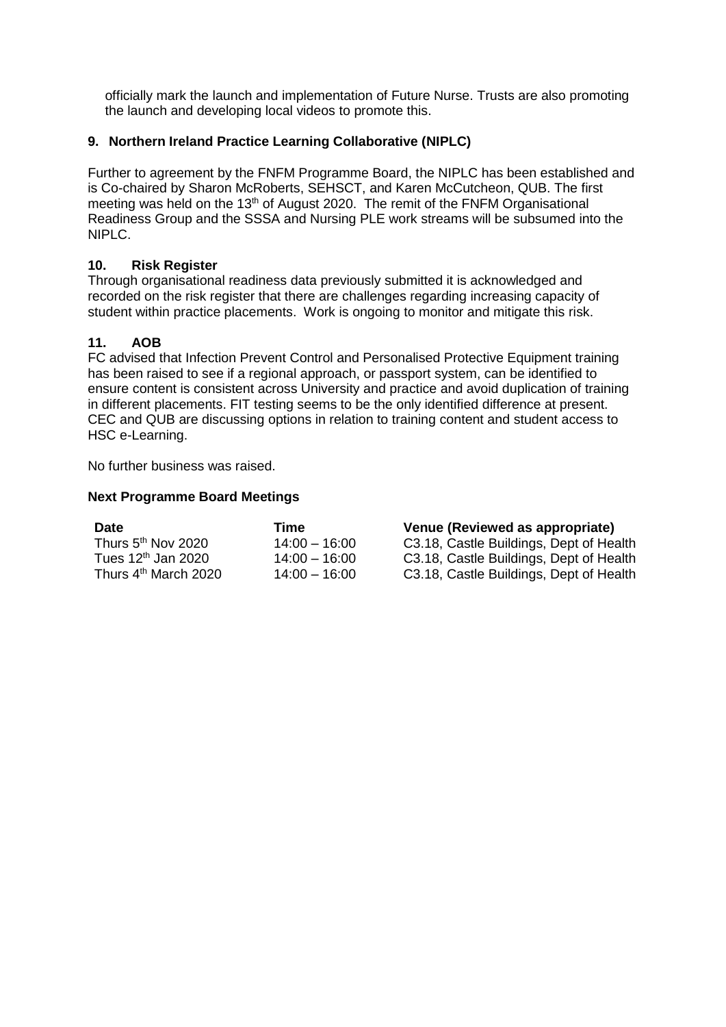officially mark the launch and implementation of Future Nurse. Trusts are also promoting the launch and developing local videos to promote this.

## 9. Northern Ireland Practice Learning Collaborative (NIPLC)

Further to agreement by the FNFM Programme Board, the NIPLC has been established and is Co-chaired by Sharon McRoberts, SEHSCT, and Karen McCutcheon, QUB. The first meeting was held on the 13th of August 2020. The remit of the FNFM Organisational Readiness Group and the SSSA and Nursing PLE work streams will be subsumed into the NIPLC.

## 10. Risk Register

Through organisational readiness data previously submitted it is acknowledged and recorded on the risk register that there are challenges regarding increasing capacity of student within practice placements. Work is ongoing to monitor and mitigate this risk.

## 11. AOB

FC advised that Infection Prevent Control and Personalised Protective Equipment training has been raised to see if a regional approach, or passport system, can be identified to ensure content is consistent across University and practice and avoid duplication of training in different placements. FIT testing seems to be the only identified difference at present. CEC and QUB are discussing options in relation to training content and student access to HSC e-Learning.

No further business was raised.

**Next Programme Board Meetings**

| Date | Time | Venue (Reviewed as appropriate) |
|---|---|---|
| Thurs 5th Nov 2020 | 14:00 – 16:00 | C3.18, Castle Buildings, Dept of Health |
| Tues 12th Jan 2020 | 14:00 – 16:00 | C3.18, Castle Buildings, Dept of Health |
| Thurs 4th March 2020 | 14:00 – 16:00 | C3.18, Castle Buildings, Dept of Health |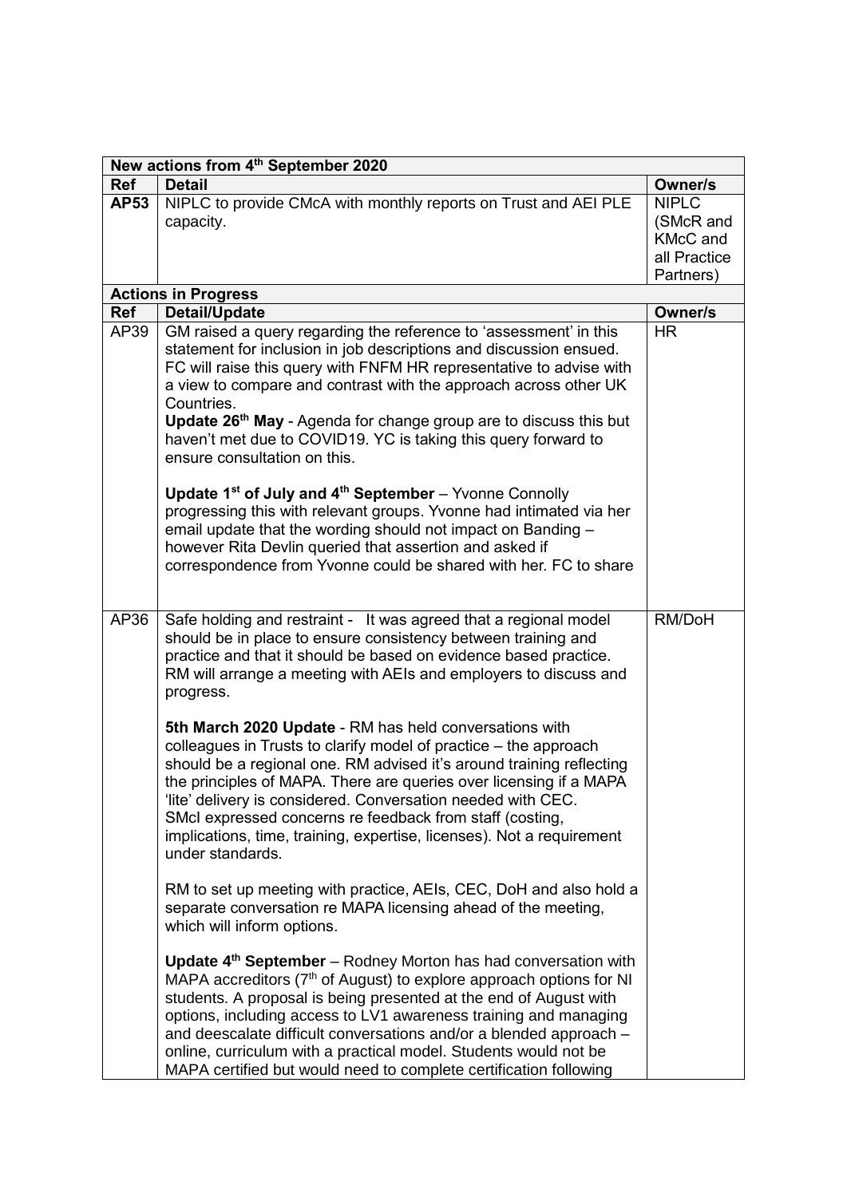| Ref | Detail | Owner/s |
|---|---|---|
| **New actions from 4th September 2020** | | |
| **Ref** | **Detail** | **Owner/s** |
| **AP53** | NIPLC to provide CMcA with monthly reports on Trust and AEI PLE capacity. | NIPLC (SMcR and KMcC and all Practice Partners) |
| **Actions in Progress** | | |
| **Ref** | **Detail/Update** | **Owner/s** |
| AP39 | GM raised a query regarding the reference to 'assessment' in this statement for inclusion in job descriptions and discussion ensued. FC will raise this query with FNFM HR representative to advise with a view to compare and contrast with the approach across other UK Countries.<br>**Update 26th May** - Agenda for change group are to discuss this but haven't met due to COVID19. YC is taking this query forward to ensure consultation on this.<br><br>**Update 1st of July and 4th September** – Yvonne Connolly progressing this with relevant groups. Yvonne had intimated via her email update that the wording should not impact on Banding – however Rita Devlin queried that assertion and asked if correspondence from Yvonne could be shared with her. FC to share | HR |
| AP36 | Safe holding and restraint - It was agreed that a regional model should be in place to ensure consistency between training and practice and that it should be based on evidence based practice. RM will arrange a meeting with AEIs and employers to discuss and progress.<br><br>**5th March 2020 Update** - RM has held conversations with colleagues in Trusts to clarify model of practice – the approach should be a regional one. RM advised it's around training reflecting the principles of MAPA. There are queries over licensing if a MAPA 'lite' delivery is considered. Conversation needed with CEC. SMcI expressed concerns re feedback from staff (costing, implications, time, training, expertise, licenses). Not a requirement under standards.<br><br>RM to set up meeting with practice, AEIs, CEC, DoH and also hold a separate conversation re MAPA licensing ahead of the meeting, which will inform options.<br><br>**Update 4th September** – Rodney Morton has had conversation with MAPA accreditors (7th of August) to explore approach options for NI students. A proposal is being presented at the end of August with options, including access to LV1 awareness training and managing and deescalate difficult conversations and/or a blended approach – online, curriculum with a practical model. Students would not be MAPA certified but would need to complete certification following | RM/DoH |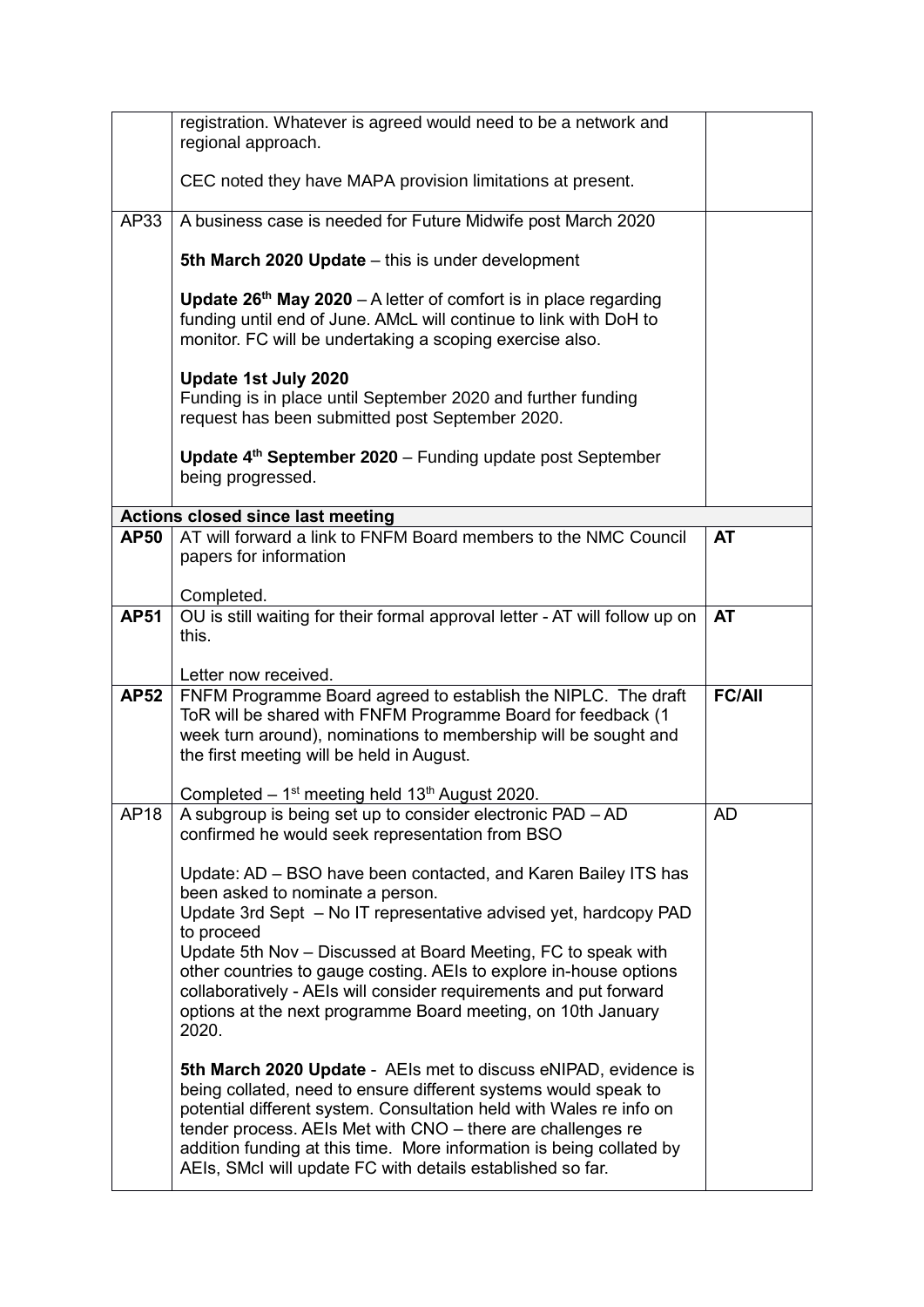| | | |
|---|---|---|
| | registration. Whatever is agreed would need to be a network and regional approach.<br><br>CEC noted they have MAPA provision limitations at present. | |
| AP33 | A business case is needed for Future Midwife post March 2020<br><br>**5th March 2020 Update** – this is under development<br><br>**Update 26th May 2020** – A letter of comfort is in place regarding funding until end of June. AMcL will continue to link with DoH to monitor. FC will be undertaking a scoping exercise also.<br><br>**Update 1st July 2020**<br>Funding is in place until September 2020 and further funding request has been submitted post September 2020.<br><br>**Update 4th September 2020** – Funding update post September being progressed. | |
| **Actions closed since last meeting** | | |
| **AP50** | AT will forward a link to FNFM Board members to the NMC Council papers for information<br><br>Completed. | **AT** |
| **AP51** | OU is still waiting for their formal approval letter - AT will follow up on this.<br><br>Letter now received. | **AT** |
| **AP52** | FNFM Programme Board agreed to establish the NIPLC. The draft ToR will be shared with FNFM Programme Board for feedback (1 week turn around), nominations to membership will be sought and the first meeting will be held in August.<br><br>Completed – 1st meeting held 13th August 2020. | **FC/All** |
| AP18 | A subgroup is being set up to consider electronic PAD – AD confirmed he would seek representation from BSO<br><br>Update: AD – BSO have been contacted, and Karen Bailey ITS has been asked to nominate a person.<br>Update 3rd Sept – No IT representative advised yet, hardcopy PAD to proceed<br>Update 5th Nov – Discussed at Board Meeting, FC to speak with other countries to gauge costing. AEIs to explore in-house options collaboratively - AEIs will consider requirements and put forward options at the next programme Board meeting, on 10th January 2020.<br><br>**5th March 2020 Update** - AEIs met to discuss eNIPAD, evidence is being collated, need to ensure different systems would speak to potential different system. Consultation held with Wales re info on tender process. AEIs Met with CNO – there are challenges re addition funding at this time. More information is being collated by AEIs, SMcI will update FC with details established so far. | AD |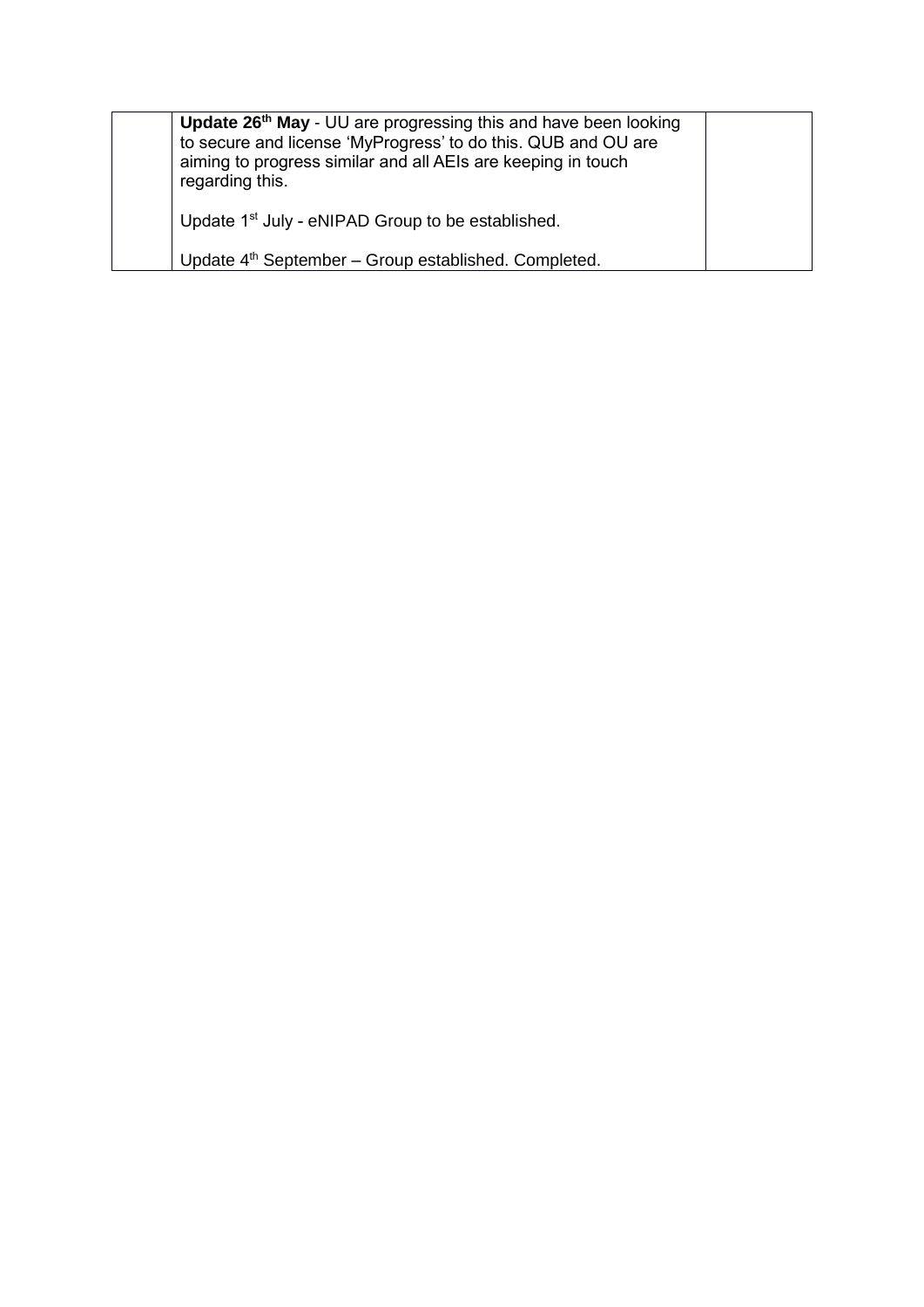| | | |
|---|---|---|
| | **Update 26th May** - UU are progressing this and have been looking to secure and license 'MyProgress' to do this. QUB and OU are aiming to progress similar and all AEIs are keeping in touch regarding this.<br><br>Update 1st July - eNIPAD Group to be established.<br><br>Update 4th September – Group established. Completed. | |